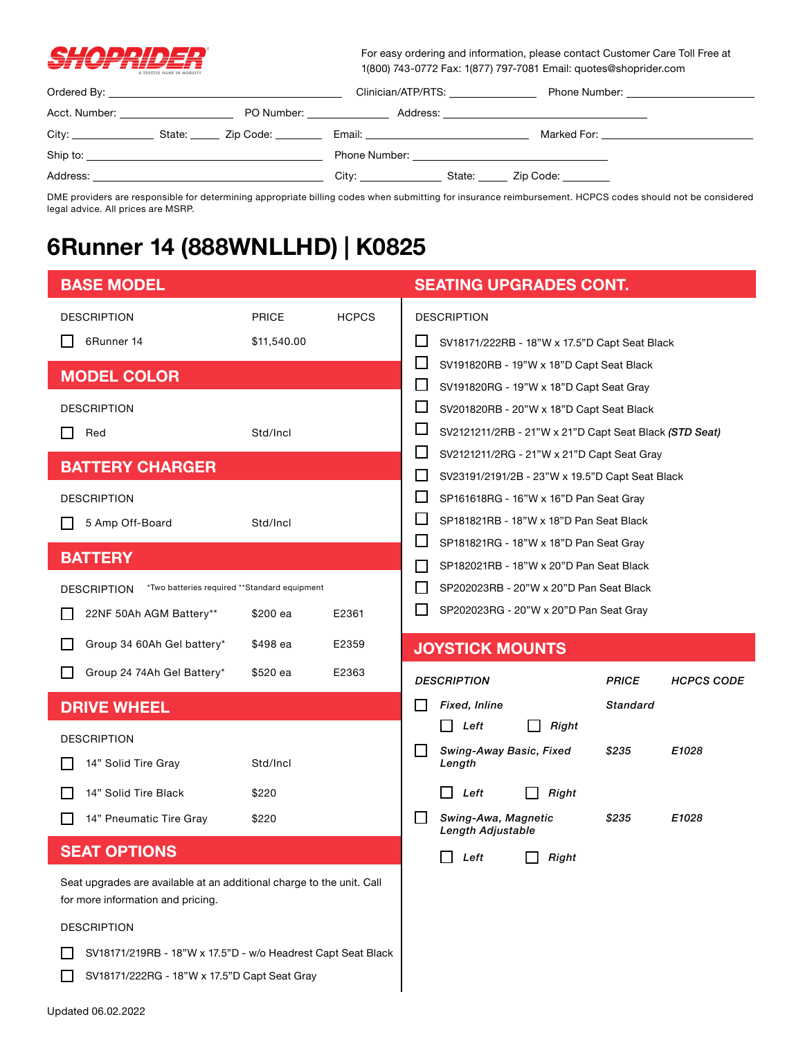SHOPRIDER
A TRUSTED NAME IN MOBILITY

For easy ordering and information, please contact Customer Care Toll Free at 1(800) 743-0772 Fax: 1(877) 797-7081 Email: quotes@shoprider.com

Ordered By: ______________________ Clinician/ATP/RTS: ____________ Phone Number: ______________

Acct. Number: ____________ PO Number: ____________ Address: ______________________

City: __________ State: _____ Zip Code: _______ Email: ______________ Marked For: ______________

Ship to: ______________________ Phone Number: ______________

Address: ______________________ City: __________ State: _____ Zip Code: _______

DME providers are responsible for determining appropriate billing codes when submitting for insurance reimbursement. HCPCS codes should not be considered legal advice. All prices are MSRP.

# 6Runner 14 (888WNLLHD) | K0825

## BASE MODEL

| DESCRIPTION | PRICE | HCPCS |
|---|---|---|
| ☐ 6Runner 14 | $11,540.00 | |

## MODEL COLOR

| DESCRIPTION | |
|---|---|
| ☐ Red | Std/Incl |

## BATTERY CHARGER

| DESCRIPTION | |
|---|---|
| ☐ 5 Amp Off-Board | Std/Incl |

## BATTERY

DESCRIPTION *Two batteries required **Standard equipment

| DESCRIPTION | PRICE | HCPCS |
|---|---|---|
| ☐ 22NF 50Ah AGM Battery** | $200 ea | E2361 |
| ☐ Group 34 60Ah Gel battery* | $498 ea | E2359 |
| ☐ Group 24 74Ah Gel Battery* | $520 ea | E2363 |

## DRIVE WHEEL

| DESCRIPTION | |
|---|---|
| ☐ 14" Solid Tire Gray | Std/Incl |
| ☐ 14" Solid Tire Black | $220 |
| ☐ 14" Pneumatic Tire Gray | $220 |

## SEAT OPTIONS

Seat upgrades are available at an additional charge to the unit. Call for more information and pricing.

DESCRIPTION

- ☐ SV18171/219RB - 18"W x 17.5"D - w/o Headrest Capt Seat Black
- ☐ SV18171/222RG - 18"W x 17.5"D Capt Seat Gray

## SEATING UPGRADES CONT.

DESCRIPTION

- ☐ SV18171/222RB - 18"W x 17.5"D Capt Seat Black
- ☐ SV191820RB - 19"W x 18"D Capt Seat Black
- ☐ SV191820RG - 19"W x 18"D Capt Seat Gray
- ☐ SV201820RB - 20"W x 18"D Capt Seat Black
- ☐ SV2121211/2RB - 21"W x 21"D Capt Seat Black ***(STD Seat)***
- ☐ SV2121211/2RG - 21"W x 21"D Capt Seat Gray
- ☐ SV23191/2191/2B - 23"W x 19.5"D Capt Seat Black
- ☐ SP161618RG - 16"W x 16"D Pan Seat Gray
- ☐ SP181821RB - 18"W x 18"D Pan Seat Black
- ☐ SP181821RG - 18"W x 18"D Pan Seat Gray
- ☐ SP182021RB - 18"W x 20"D Pan Seat Black
- ☐ SP202023RB - 20"W x 20"D Pan Seat Black
- ☐ SP202023RG - 20"W x 20"D Pan Seat Gray

## JOYSTICK MOUNTS

| *DESCRIPTION* | *PRICE* | *HCPCS CODE* |
|---|---|---|
| ☐ *Fixed, Inline* (☐ *Left* ☐ *Right*) | *Standard* | |
| ☐ *Swing-Away Basic, Fixed Length* (☐ *Left* ☐ *Right*) | *$235* | *E1028* |
| ☐ *Swing-Awa, Magnetic Length Adjustable* (☐ *Left* ☐ *Right*) | *$235* | *E1028* |

Updated 06.02.2022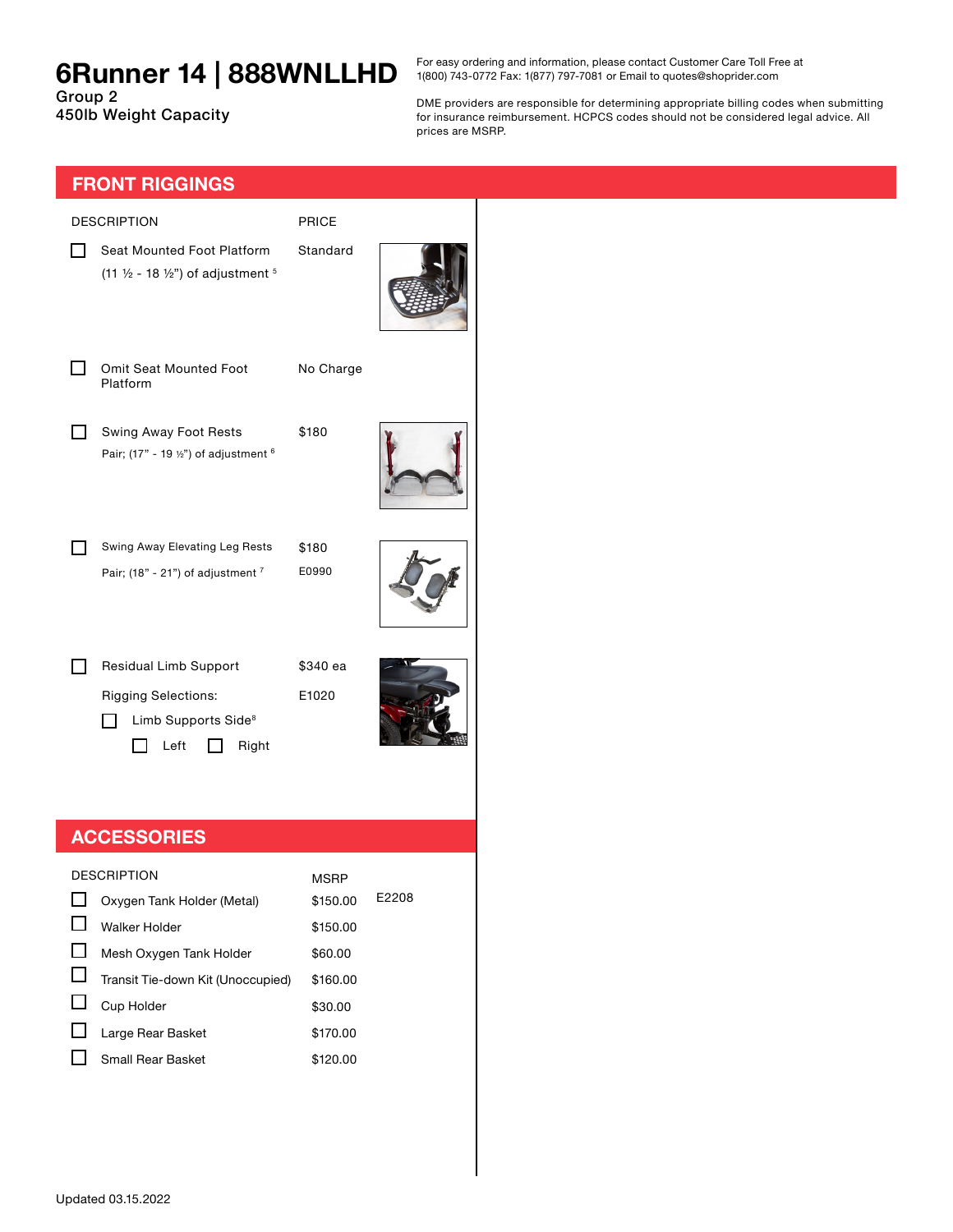# 6Runner 14 | 888WNLLHD

Group 2

450lb Weight Capacity

For easy ordering and information, please contact Customer Care Toll Free at 1(800) 743-0772 Fax: 1(877) 797-7081 or Email to quotes@shoprider.com

DME providers are responsible for determining appropriate billing codes when submitting for insurance reimbursement. HCPCS codes should not be considered legal advice. All prices are MSRP.

## FRONT RIGGINGS

| DESCRIPTION | PRICE |
|---|---|
| ☐ Seat Mounted Foot Platform (11 ½ - 18 ½") of adjustment [5] | Standard |
| ☐ Omit Seat Mounted Foot Platform | No Charge |
| ☐ Swing Away Foot Rests Pair; (17" - 19 ½") of adjustment [6] | $180 |
| ☐ Swing Away Elevating Leg Rests Pair; (18" - 21") of adjustment [7] | $180 E0990 |
| ☐ Residual Limb Support Rigging Selections: ☐ Limb Supports Side[8] ☐ Left ☐ Right | $340 ea E1020 |

## ACCESSORIES

| DESCRIPTION | MSRP | |
|---|---|---|
| ☐ Oxygen Tank Holder (Metal) | $150.00 | E2208 |
| ☐ Walker Holder | $150.00 | |
| ☐ Mesh Oxygen Tank Holder | $60.00 | |
| ☐ Transit Tie-down Kit (Unoccupied) | $160.00 | |
| ☐ Cup Holder | $30.00 | |
| ☐ Large Rear Basket | $170.00 | |
| ☐ Small Rear Basket | $120.00 | |

Updated 03.15.2022